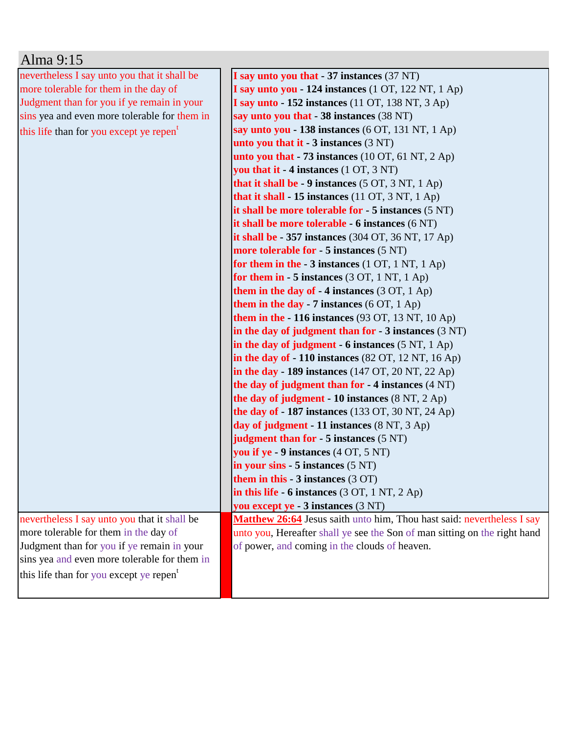# Alma 9:15

| | |
|---|---|
| nevertheless I say unto you that it shall be more tolerable for them in the day of Judgment than for you if ye remain in your sins yea and even more tolerable for them in this life than for you except ye repent | **I say unto you that - 37 instances** (37 NT)<br>**I say unto you - 124 instances** (1 OT, 122 NT, 1 Ap)<br>**I say unto - 152 instances** (11 OT, 138 NT, 3 Ap)<br>**say unto you that - 38 instances** (38 NT)<br>**say unto you - 138 instances** (6 OT, 131 NT, 1 Ap)<br>**unto you that it - 3 instances** (3 NT)<br>**unto you that - 73 instances** (10 OT, 61 NT, 2 Ap)<br>**you that it - 4 instances** (1 OT, 3 NT)<br>**that it shall be - 9 instances** (5 OT, 3 NT, 1 Ap)<br>**that it shall - 15 instances** (11 OT, 3 NT, 1 Ap)<br>**it shall be more tolerable for - 5 instances** (5 NT)<br>**it shall be more tolerable - 6 instances** (6 NT)<br>**it shall be - 357 instances** (304 OT, 36 NT, 17 Ap)<br>**more tolerable for - 5 instances** (5 NT)<br>**for them in the - 3 instances** (1 OT, 1 NT, 1 Ap)<br>**for them in - 5 instances** (3 OT, 1 NT, 1 Ap)<br>**them in the day of - 4 instances** (3 OT, 1 Ap)<br>**them in the day - 7 instances** (6 OT, 1 Ap)<br>**them in the - 116 instances** (93 OT, 13 NT, 10 Ap)<br>**in the day of judgment than for - 3 instances** (3 NT)<br>**in the day of judgment - 6 instances** (5 NT, 1 Ap)<br>**in the day of - 110 instances** (82 OT, 12 NT, 16 Ap)<br>**in the day - 189 instances** (147 OT, 20 NT, 22 Ap)<br>**the day of judgment than for - 4 instances** (4 NT)<br>**the day of judgment - 10 instances** (8 NT, 2 Ap)<br>**the day of - 187 instances** (133 OT, 30 NT, 24 Ap)<br>**day of judgment - 11 instances** (8 NT, 3 Ap)<br>**judgment than for - 5 instances** (5 NT)<br>**you if ye - 9 instances** (4 OT, 5 NT)<br>**in your sins - 5 instances** (5 NT)<br>**them in this - 3 instances** (3 OT)<br>**in this life - 6 instances** (3 OT, 1 NT, 2 Ap)<br>**you except ye - 3 instances** (3 NT) |
| nevertheless I say unto you that it shall be more tolerable for them in the day of Judgment than for you if ye remain in your sins yea and even more tolerable for them in this life than for you except ye repent | **Matthew 26:64** Jesus saith unto him, Thou hast said: nevertheless I say unto you, Hereafter shall ye see the Son of man sitting on the right hand of power, and coming in the clouds of heaven. |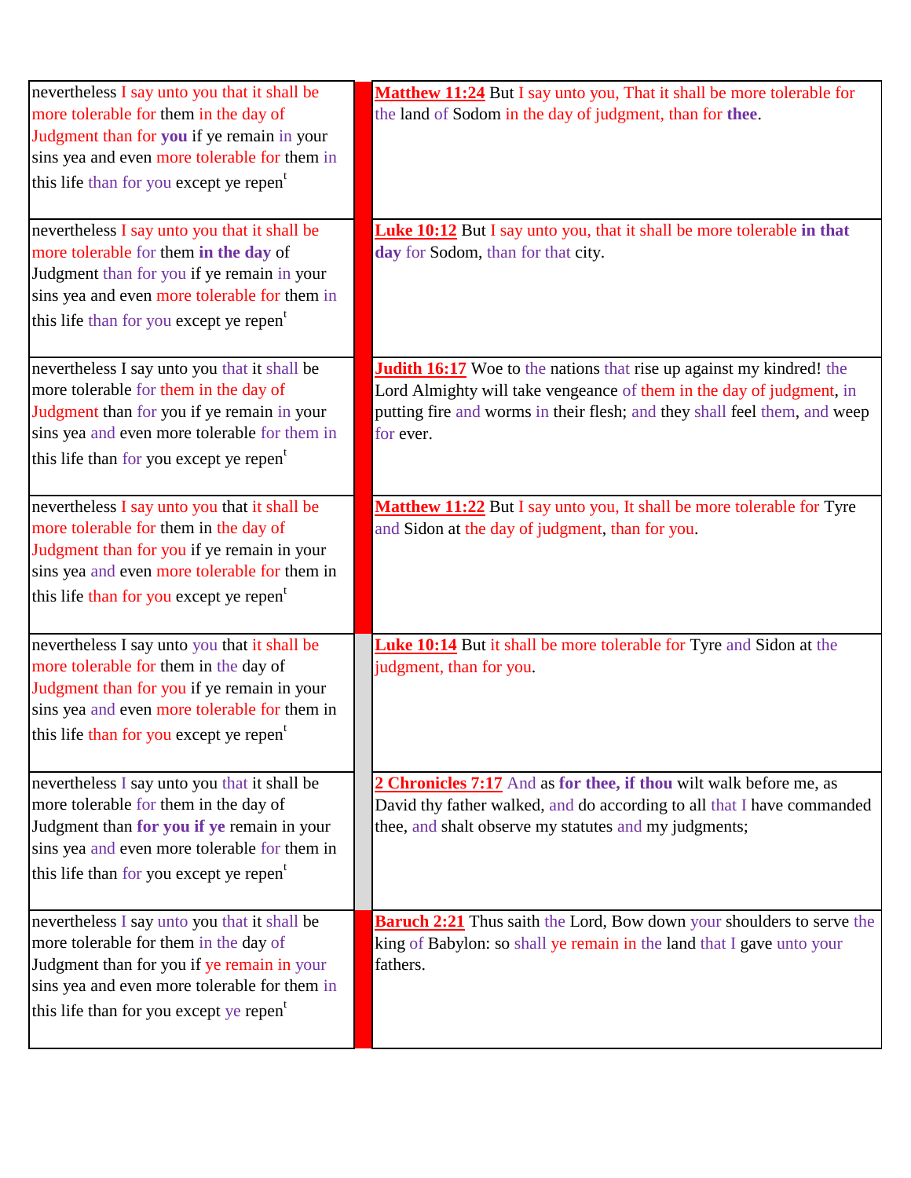| | | |
|---|---|---|
| nevertheless I say unto you that it shall be more tolerable for them in the day of Judgment than for **you** if ye remain in your sins yea and even more tolerable for them in this life than for you except ye repen[t] | | **Matthew 11:24** But I say unto you, That it shall be more tolerable for the land of Sodom in the day of judgment, than for **thee**. |
| nevertheless I say unto you that it shall be more tolerable for them **in the day** of Judgment than for you if ye remain in your sins yea and even more tolerable for them in this life than for you except ye repen[t] | | **Luke 10:12** But I say unto you, that it shall be more tolerable **in that day** for Sodom, than for that city. |
| nevertheless I say unto you that it shall be more tolerable for them in the day of Judgment than for you if ye remain in your sins yea and even more tolerable for them in this life than for you except ye repen[t] | | **Judith 16:17** Woe to the nations that rise up against my kindred! the Lord Almighty will take vengeance of them in the day of judgment, in putting fire and worms in their flesh; and they shall feel them, and weep for ever. |
| nevertheless I say unto you that it shall be more tolerable for them in the day of Judgment than for you if ye remain in your sins yea and even more tolerable for them in this life than for you except ye repen[t] | | **Matthew 11:22** But I say unto you, It shall be more tolerable for Tyre and Sidon at the day of judgment, than for you. |
| nevertheless I say unto you that it shall be more tolerable for them in the day of Judgment than for you if ye remain in your sins yea and even more tolerable for them in this life than for you except ye repen[t] | | **Luke 10:14** But it shall be more tolerable for Tyre and Sidon at the judgment, than for you. |
| nevertheless I say unto you that it shall be more tolerable for them in the day of Judgment than **for you if ye** remain in your sins yea and even more tolerable for them in this life than for you except ye repen[t] | | **2 Chronicles 7:17** And as **for thee, if thou** wilt walk before me, as David thy father walked, and do according to all that I have commanded thee, and shalt observe my statutes and my judgments; |
| nevertheless I say unto you that it shall be more tolerable for them in the day of Judgment than for you if ye remain in your sins yea and even more tolerable for them in this life than for you except ye repen[t] | | **Baruch 2:21** Thus saith the Lord, Bow down your shoulders to serve the king of Babylon: so shall ye remain in the land that I gave unto your fathers. |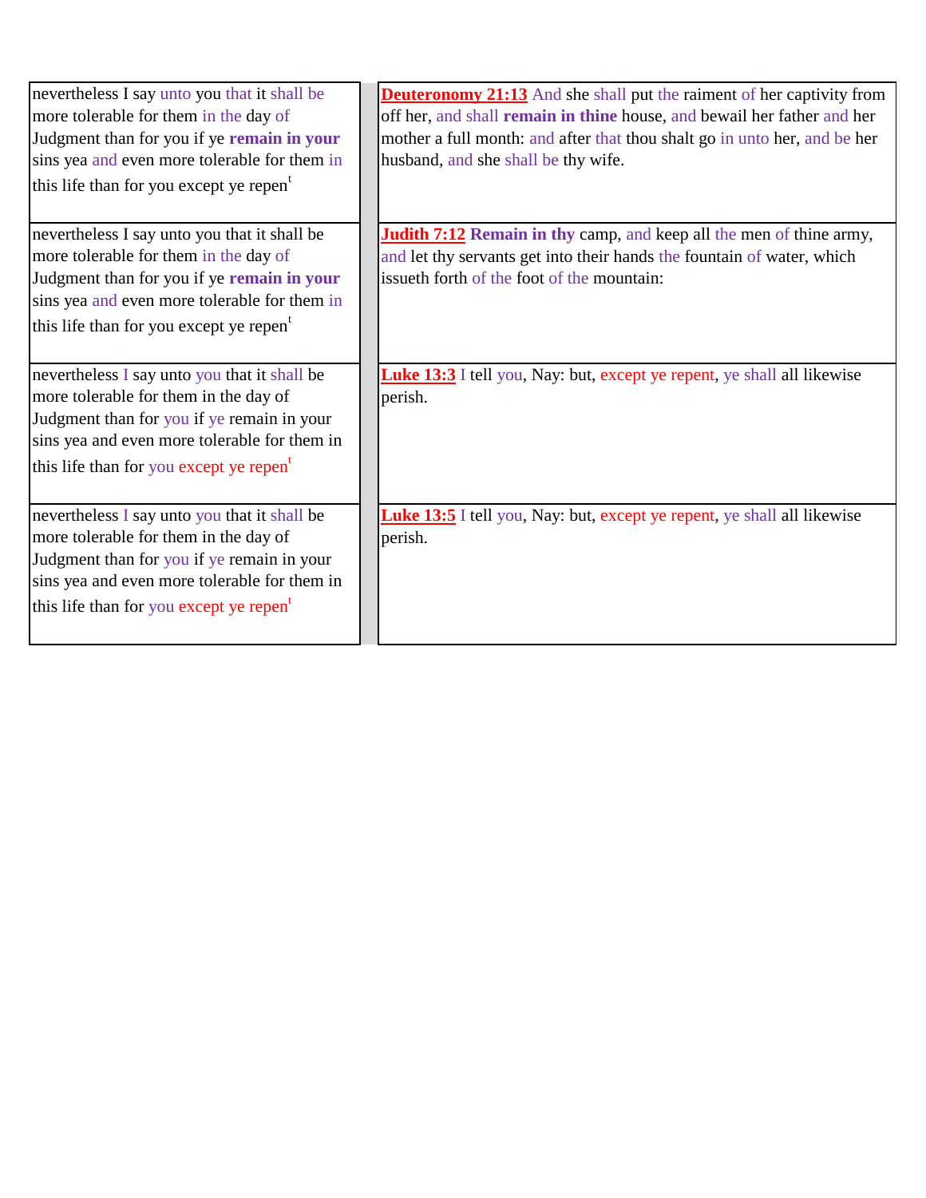| | |
|---|---|
| nevertheless I say unto you that it shall be more tolerable for them in the day of Judgment than for you if ye **remain in your** sins yea and even more tolerable for them in this life than for you except ye repen[t] | **Deuteronomy 21:13** And she shall put the raiment of her captivity from off her, and shall **remain in thine** house, and bewail her father and her mother a full month: and after that thou shalt go in unto her, and be her husband, and she shall be thy wife. |
| nevertheless I say unto you that it shall be more tolerable for them in the day of Judgment than for you if ye **remain in your** sins yea and even more tolerable for them in this life than for you except ye repen[t] | **Judith 7:12** **Remain in thy** camp, and keep all the men of thine army, and let thy servants get into their hands the fountain of water, which issueth forth of the foot of the mountain: |
| nevertheless I say unto you that it shall be more tolerable for them in the day of Judgment than for you if ye remain in your sins yea and even more tolerable for them in this life than for you except ye repen[t] | **Luke 13:3** I tell you, Nay: but, except ye repent, ye shall all likewise perish. |
| nevertheless I say unto you that it shall be more tolerable for them in the day of Judgment than for you if ye remain in your sins yea and even more tolerable for them in this life than for you except ye repen[t] | **Luke 13:5** I tell you, Nay: but, except ye repent, ye shall all likewise perish. |